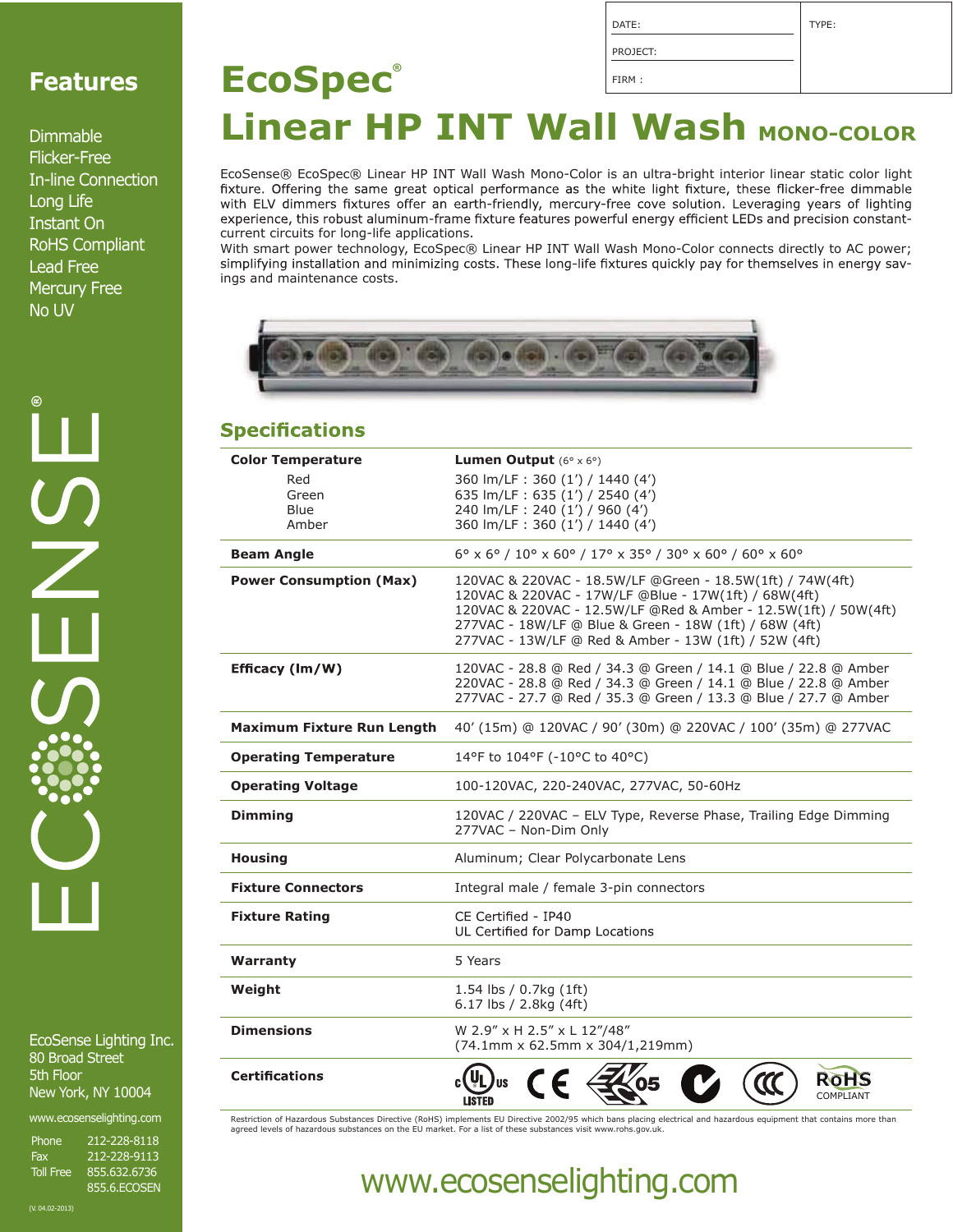| DATE: | TYPE: |
| --- | --- |
| PROJECT: | |
| FIRM : | |

# EcoSpec®

# Linear HP INT Wall Wash MONO-COLOR

## Features

- Dimmable
- Flicker-Free
- In-line Connection
- Long Life
- Instant On
- RoHS Compliant
- Lead Free
- Mercury Free
- No UV

EcoSense® EcoSpec® Linear HP INT Wall Wash Mono-Color is an ultra-bright interior linear static color light fixture. Offering the same great optical performance as the white light fixture, these flicker-free dimmable with ELV dimmers fixtures offer an earth-friendly, mercury-free cove solution. Leveraging years of lighting experience, this robust aluminum-frame fixture features powerful energy efficient LEDs and precision constant-current circuits for long-life applications.

With smart power technology, EcoSpec® Linear HP INT Wall Wash Mono-Color connects directly to AC power; simplifying installation and minimizing costs. These long-life fixtures quickly pay for themselves in energy savings and maintenance costs.

## Specifications

| | |
| --- | --- |
| **Color Temperature** | **Lumen Output** (6° x 6°) |
| Red | 360 lm/LF : 360 (1') / 1440 (4') |
| Green | 635 lm/LF : 635 (1') / 2540 (4') |
| Blue | 240 lm/LF : 240 (1') / 960 (4') |
| Amber | 360 lm/LF : 360 (1') / 1440 (4') |
| **Beam Angle** | 6° x 6° / 10° x 60° / 17° x 35° / 30° x 60° / 60° x 60° |
| **Power Consumption (Max)** | 120VAC & 220VAC - 18.5W/LF @Green - 18.5W(1ft) / 74W(4ft)<br>120VAC & 220VAC - 17W/LF @Blue - 17W(1ft) / 68W(4ft)<br>120VAC & 220VAC - 12.5W/LF @Red & Amber - 12.5W(1ft) / 50W(4ft)<br>277VAC - 18W/LF @ Blue & Green - 18W (1ft) / 68W (4ft)<br>277VAC - 13W/LF @ Red & Amber - 13W (1ft) / 52W (4ft) |
| **Efficacy (lm/W)** | 120VAC - 28.8 @ Red / 34.3 @ Green / 14.1 @ Blue / 22.8 @ Amber<br>220VAC - 28.8 @ Red / 34.3 @ Green / 14.1 @ Blue / 22.8 @ Amber<br>277VAC - 27.7 @ Red / 35.3 @ Green / 13.3 @ Blue / 27.7 @ Amber |
| **Maximum Fixture Run Length** | 40' (15m) @ 120VAC / 90' (30m) @ 220VAC / 100' (35m) @ 277VAC |
| **Operating Temperature** | 14°F to 104°F (-10°C to 40°C) |
| **Operating Voltage** | 100-120VAC, 220-240VAC, 277VAC, 50-60Hz |
| **Dimming** | 120VAC / 220VAC – ELV Type, Reverse Phase, Trailing Edge Dimming<br>277VAC – Non-Dim Only |
| **Housing** | Aluminum; Clear Polycarbonate Lens |
| **Fixture Connectors** | Integral male / female 3-pin connectors |
| **Fixture Rating** | CE Certified - IP40<br>UL Certified for Damp Locations |
| **Warranty** | 5 Years |
| **Weight** | 1.54 lbs / 0.7kg (1ft)<br>6.17 lbs / 2.8kg (4ft) |
| **Dimensions** | W 2.9" x H 2.5" x L 12"/48"<br>(74.1mm x 62.5mm x 304/1,219mm) |
| **Certifications** | cULus LISTED, CE, 05, C-Tick, CCC, RoHS COMPLIANT |

Restriction of Hazardous Substances Directive (RoHS) implements EU Directive 2002/95 which bans placing electrical and hazardous equipment that contains more than agreed levels of hazardous substances on the EU market. For a list of these substances visit www.rohs.gov.uk.

EcoSense Lighting Inc.
80 Broad Street
5th Floor
New York, NY 10004

www.ecosenselighting.com

| | |
| --- | --- |
| Phone | 212-228-8118 |
| Fax | 212-228-9113 |
| Toll Free | 855.632.6736 |
| | 855.6.ECOSEN |

(V. 04.02-2013)

www.ecosenselighting.com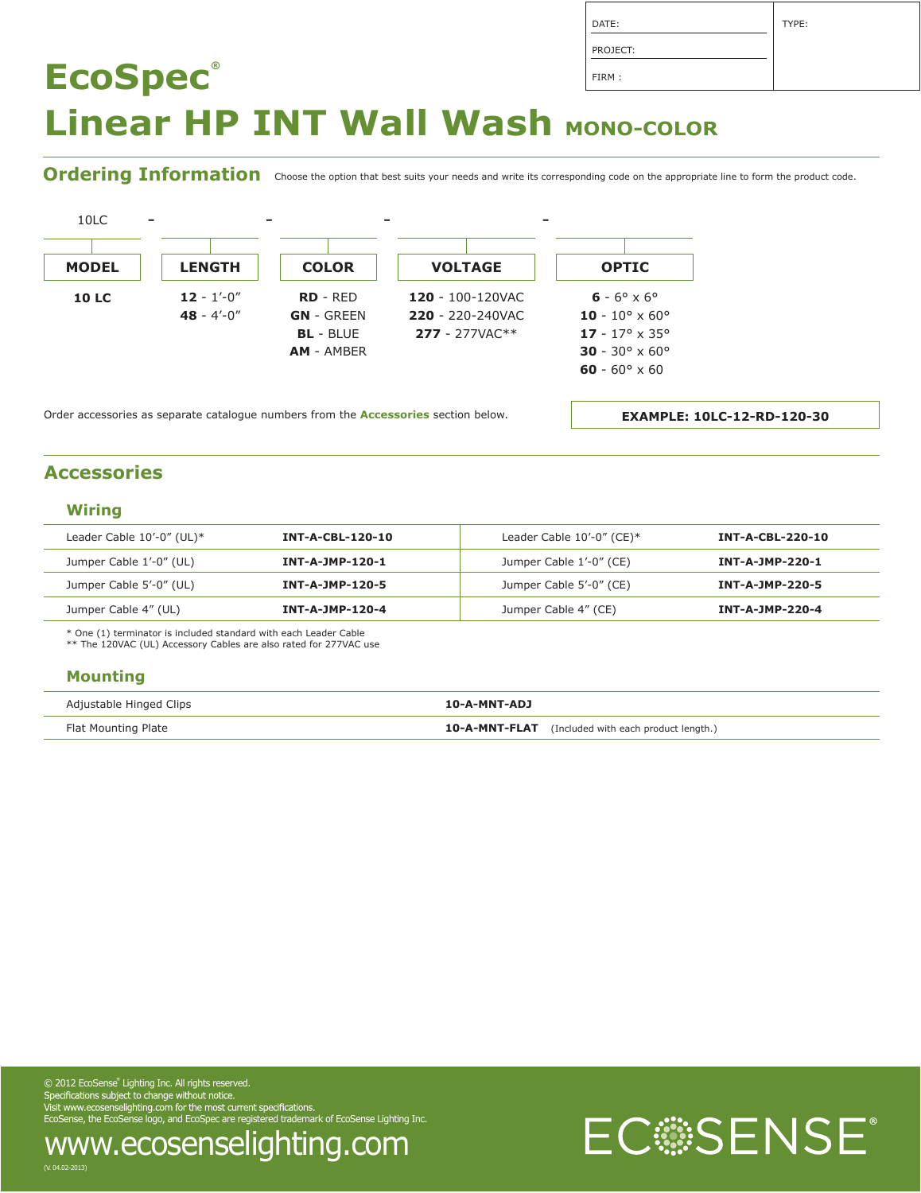| DATE: | TYPE: |
| --- | --- |
| PROJECT: | |
| FIRM : | |

# EcoSpec®

# Linear HP INT Wall Wash MONO-COLOR

## Ordering Information

Choose the option that best suits your needs and write its corresponding code on the appropriate line to form the product code.

10LC - ____ - ____ - ____ - ____

| MODEL | LENGTH | COLOR | VOLTAGE | OPTIC |
| --- | --- | --- | --- | --- |
| **10 LC** | **12** - 1'-0" | **RD** - RED | **120** - 100-120VAC | **6** - 6° x 6° |
| | **48** - 4'-0" | **GN** - GREEN | **220** - 220-240VAC | **10** - 10° x 60° |
| | | **BL** - BLUE | **277** - 277VAC** | **17** - 17° x 35° |
| | | **AM** - AMBER | | **30** - 30° x 60° |
| | | | | **60** - 60° x 60 |

Order accessories as separate catalogue numbers from the **Accessories** section below.

**EXAMPLE: 10LC-12-RD-120-30**

## Accessories

### Wiring

| Description | Code | Description | Code |
| --- | --- | --- | --- |
| Leader Cable 10'-0" (UL)* | **INT-A-CBL-120-10** | Leader Cable 10'-0" (CE)* | **INT-A-CBL-220-10** |
| Jumper Cable 1'-0" (UL) | **INT-A-JMP-120-1** | Jumper Cable 1'-0" (CE) | **INT-A-JMP-220-1** |
| Jumper Cable 5'-0" (UL) | **INT-A-JMP-120-5** | Jumper Cable 5'-0" (CE) | **INT-A-JMP-220-5** |
| Jumper Cable 4" (UL) | **INT-A-JMP-120-4** | Jumper Cable 4" (CE) | **INT-A-JMP-220-4** |

\* One (1) terminator is included standard with each Leader Cable
** The 120VAC (UL) Accessory Cables are also rated for 277VAC use

### Mounting

| Description | Code |
| --- | --- |
| Adjustable Hinged Clips | **10-A-MNT-ADJ** |
| Flat Mounting Plate | **10-A-MNT-FLAT** (Included with each product length.) |

© 2012 EcoSense® Lighting Inc. All rights reserved.
Specifications subject to change without notice.
Visit www.ecosenselighting.com for the most current specifications.
EcoSense, the EcoSense logo, and EcoSpec are registered trademark of EcoSense Lighting Inc.

www.ecosenselighting.com

(V. 04.02-2013)

ECOSENSE®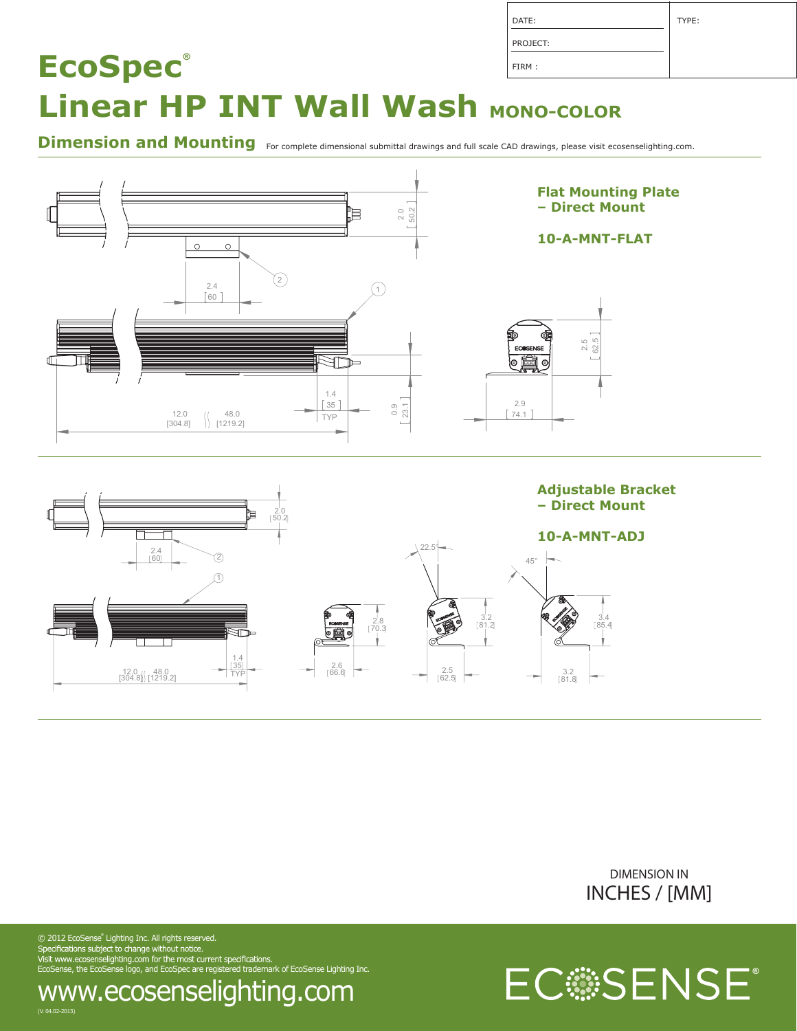| DATE: | TYPE: |
| --- | --- |
| PROJECT: | |
| FIRM : | |

# EcoSpec®

# Linear HP INT Wall Wash MONO-COLOR

## Dimension and Mounting

For complete dimensional submittal drawings and full scale CAD drawings, please visit ecosenselighting.com.

### Flat Mounting Plate – Direct Mount

### 10-A-MNT-FLAT

2.0 [50.2]

2.4 [60]

1.4 [35] TYP

0.9 [23.1]

12.0 [304.8] 48.0 [1219.2]

2.5 [62.5]

2.9 [74.1]

### Adjustable Bracket – Direct Mount

### 10-A-MNT-ADJ

2.0 [50.2]

2.4 [60]

1.4 [35] TYP

12.0 [304.8] 48.0 [1219.2]

2.8 [70.3]

2.6 [66.6]

22.5°

3.2 [81.2]

2.5 [62.5]

45°

3.4 [85.4]

3.2 [81.8]

DIMENSION IN INCHES / [MM]

© 2012 EcoSense® Lighting Inc. All rights reserved.
Specifications subject to change without notice.
Visit www.ecosenselighting.com for the most current specifications.
EcoSense, the EcoSense logo, and EcoSpec are registered trademark of EcoSense Lighting Inc.

www.ecosenselighting.com

(V. 04.02-2013)

ECOSENSE®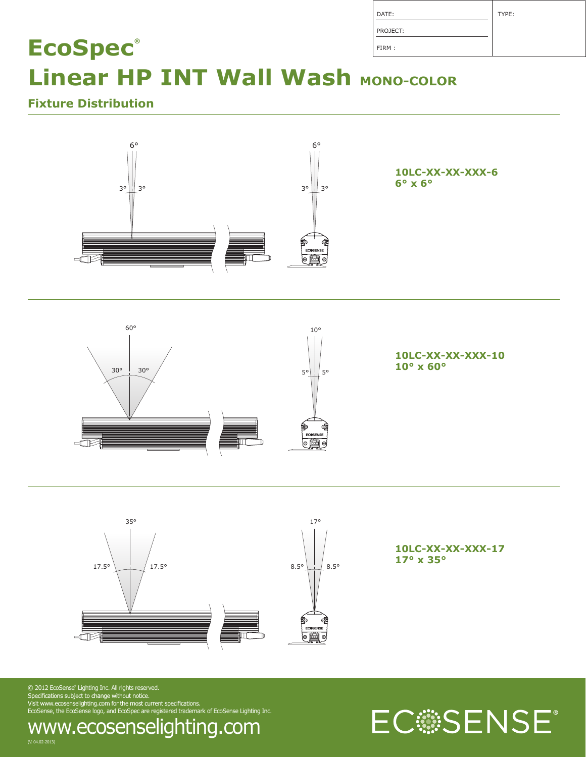| DATE: | TYPE: |
| --- | --- |
| PROJECT: | |
| FIRM : | |

# EcoSpec®

# Linear HP INT Wall Wash MONO-COLOR

## Fixture Distribution

**10LC-XX-XX-XXX-6**
**6° x 6°**

**10LC-XX-XX-XXX-10**
**10° x 60°**

**10LC-XX-XX-XXX-17**
**17° x 35°**

© 2012 EcoSense® Lighting Inc. All rights reserved.
Specifications subject to change without notice.
Visit www.ecosenselighting.com for the most current specifications.
EcoSense, the EcoSense logo, and EcoSpec are registered trademark of EcoSense Lighting Inc.

www.ecosenselighting.com

(V. 04.02-2013)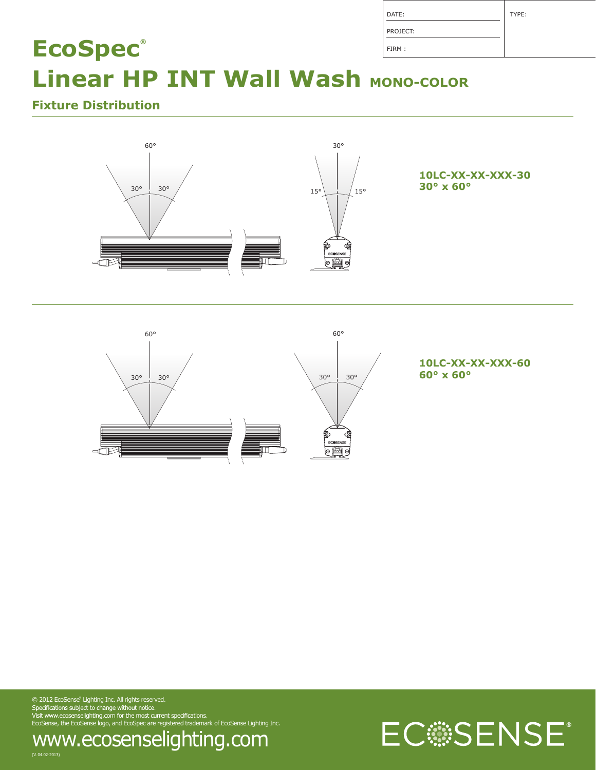| DATE: | TYPE: |
| --- | --- |
| PROJECT: | |
| FIRM : | |

# EcoSpec®

# Linear HP INT Wall Wash MONO-COLOR

## Fixture Distribution

**10LC-XX-XX-XXX-30**
**30° x 60°**

**10LC-XX-XX-XXX-60**
**60° x 60°**

© 2012 EcoSense® Lighting Inc. All rights reserved.
Specifications subject to change without notice.
Visit www.ecosenselighting.com for the most current specifications.
EcoSense, the EcoSense logo, and EcoSpec are registered trademark of EcoSense Lighting Inc.

www.ecosenselighting.com

(V. 04.02-2013)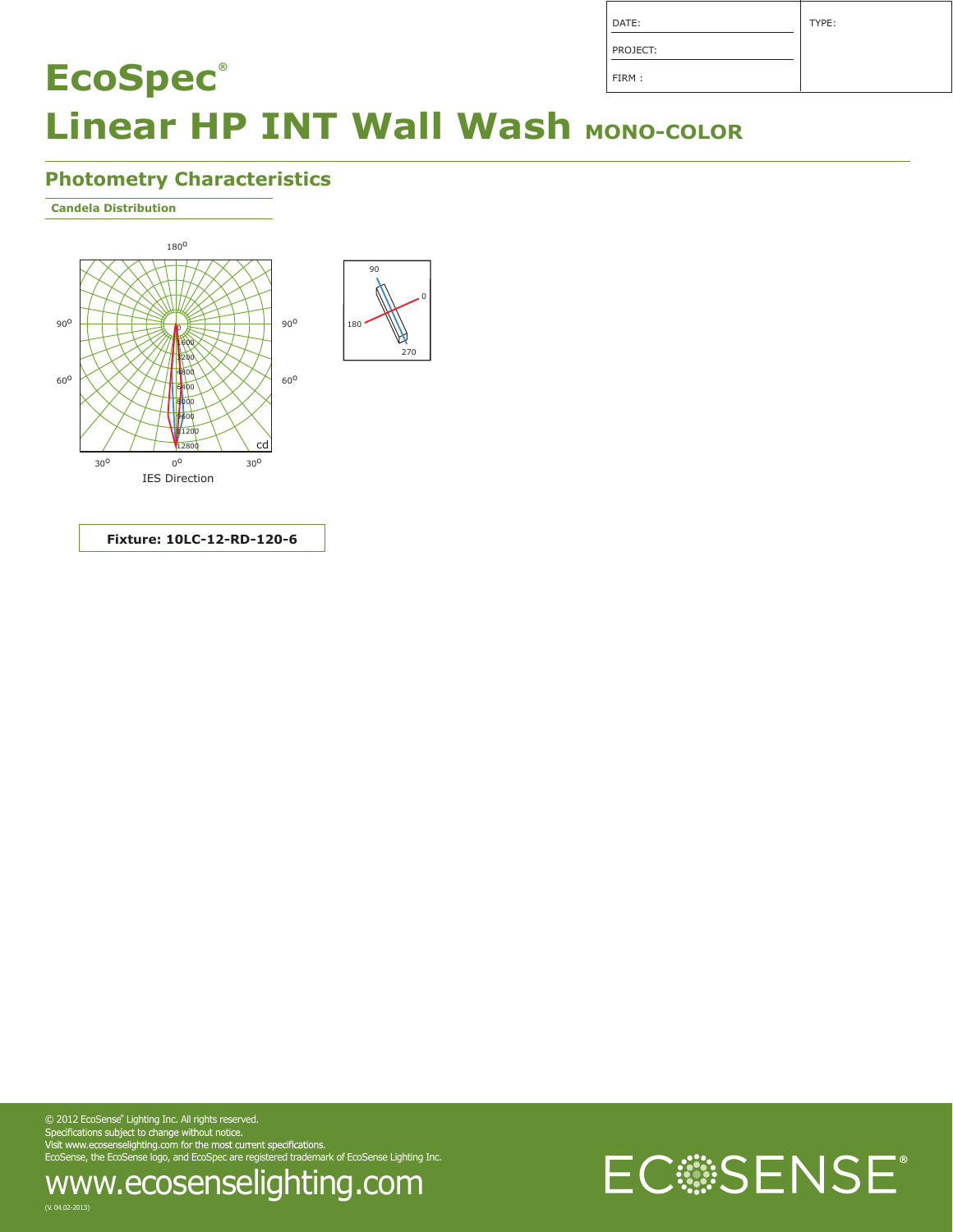| DATE: | TYPE: |
|---|---|
| PROJECT: | |
| FIRM : | |

# EcoSpec®

# Linear HP INT Wall Wash MONO-COLOR

## Photometry Characteristics

### Candela Distribution

180°

90° 90°

60° 60°

30° 0° 30°

0
1600
3200
4800
6400
8000
9600
11200
12800

cd

IES Direction

90
0
180
270

**Fixture: 10LC-12-RD-120-6**

© 2012 EcoSense® Lighting Inc. All rights reserved.
Specifications subject to change without notice.
Visit www.ecosenselighting.com for the most current specifications.
EcoSense, the EcoSense logo, and EcoSpec are registered trademark of EcoSense Lighting Inc.

www.ecosenselighting.com

(V. 04.02-2013)

ECOSENSE®